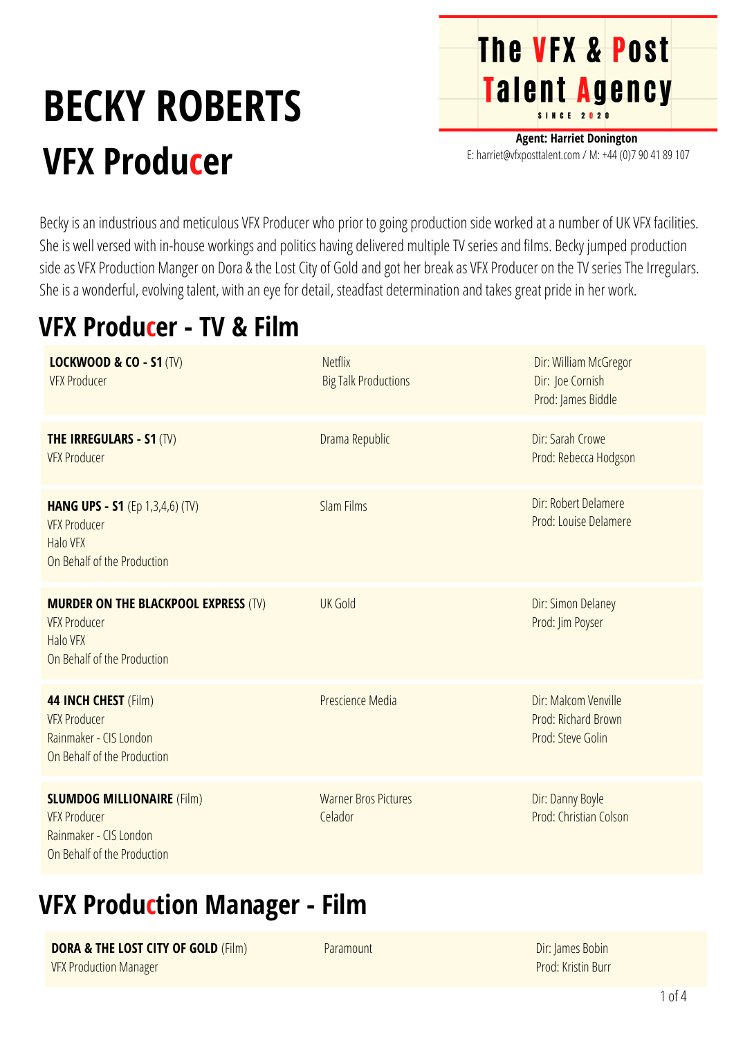# BECKY ROBERTS

## VFX Producer

**The VFX & Post Talent Agency**
SINCE 2020

**Agent: Harriet Donington**
E: harriet@vfxposttalent.com / M: +44 (0)7 90 41 89 107

Becky is an industrious and meticulous VFX Producer who prior to going production side worked at a number of UK VFX facilities. She is well versed with in-house workings and politics having delivered multiple TV series and films. Becky jumped production side as VFX Production Manger on Dora & the Lost City of Gold and got her break as VFX Producer on the TV series The Irregulars. She is a wonderful, evolving talent, with an eye for detail, steadfast determination and takes great pride in her work.

## VFX Producer - TV & Film

| | | |
|---|---|---|
| **LOCKWOOD & CO - S1** (TV)<br>VFX Producer | Netflix<br>Big Talk Productions | Dir: William McGregor<br>Dir: Joe Cornish<br>Prod: James Biddle |
| **THE IRREGULARS - S1** (TV)<br>VFX Producer | Drama Republic | Dir: Sarah Crowe<br>Prod: Rebecca Hodgson |
| **HANG UPS - S1** (Ep 1,3,4,6) (TV)<br>VFX Producer<br>Halo VFX<br>On Behalf of the Production | Slam Films | Dir: Robert Delamere<br>Prod: Louise Delamere |
| **MURDER ON THE BLACKPOOL EXPRESS** (TV)<br>VFX Producer<br>Halo VFX<br>On Behalf of the Production | UK Gold | Dir: Simon Delaney<br>Prod: Jim Poyser |
| **44 INCH CHEST** (Film)<br>VFX Producer<br>Rainmaker - CIS London<br>On Behalf of the Production | Prescience Media | Dir: Malcom Venville<br>Prod: Richard Brown<br>Prod: Steve Golin |
| **SLUMDOG MILLIONAIRE** (Film)<br>VFX Producer<br>Rainmaker - CIS London<br>On Behalf of the Production | Warner Bros Pictures<br>Celador | Dir: Danny Boyle<br>Prod: Christian Colson |

## VFX Production Manager - Film

| | | |
|---|---|---|
| **DORA & THE LOST CITY OF GOLD** (Film)<br>VFX Production Manager | Paramount | Dir: James Bobin<br>Prod: Kristin Burr |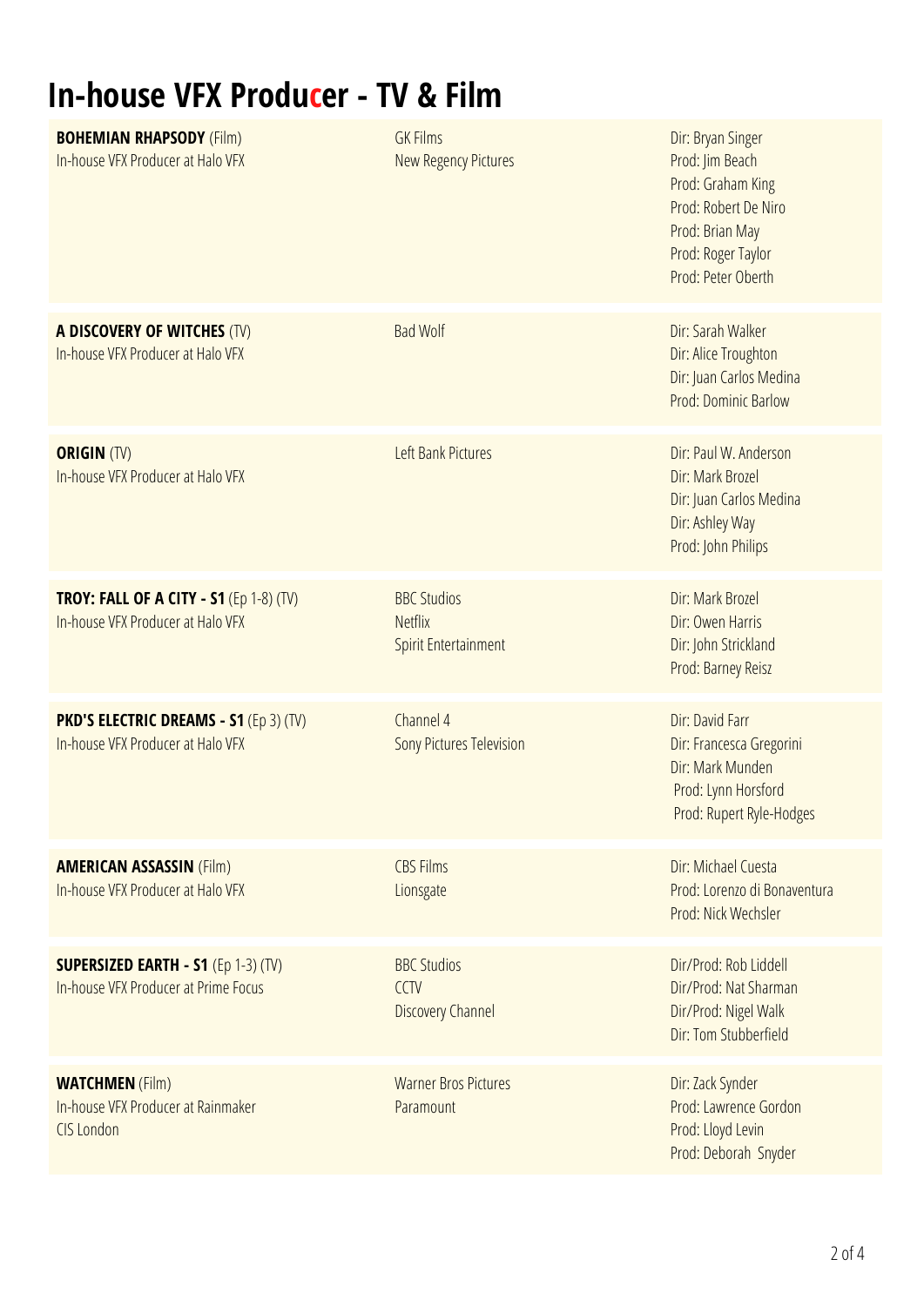# In-house VFX Producer - TV & Film

| | | |
|---|---|---|
| **BOHEMIAN RHAPSODY** (Film)<br>In-house VFX Producer at Halo VFX | GK Films<br>New Regency Pictures | Dir: Bryan Singer<br>Prod: Jim Beach<br>Prod: Graham King<br>Prod: Robert De Niro<br>Prod: Brian May<br>Prod: Roger Taylor<br>Prod: Peter Oberth |
| **A DISCOVERY OF WITCHES** (TV)<br>In-house VFX Producer at Halo VFX | Bad Wolf | Dir: Sarah Walker<br>Dir: Alice Troughton<br>Dir: Juan Carlos Medina<br>Prod: Dominic Barlow |
| **ORIGIN** (TV)<br>In-house VFX Producer at Halo VFX | Left Bank Pictures | Dir: Paul W. Anderson<br>Dir: Mark Brozel<br>Dir: Juan Carlos Medina<br>Dir: Ashley Way<br>Prod: John Philips |
| **TROY: FALL OF A CITY - S1** (Ep 1-8) (TV)<br>In-house VFX Producer at Halo VFX | BBC Studios<br>Netflix<br>Spirit Entertainment | Dir: Mark Brozel<br>Dir: Owen Harris<br>Dir: John Strickland<br>Prod: Barney Reisz |
| **PKD'S ELECTRIC DREAMS - S1** (Ep 3) (TV)<br>In-house VFX Producer at Halo VFX | Channel 4<br>Sony Pictures Television | Dir: David Farr<br>Dir: Francesca Gregorini<br>Dir: Mark Munden<br>Prod: Lynn Horsford<br>Prod: Rupert Ryle-Hodges |
| **AMERICAN ASSASSIN** (Film)<br>In-house VFX Producer at Halo VFX | CBS Films<br>Lionsgate | Dir: Michael Cuesta<br>Prod: Lorenzo di Bonaventura<br>Prod: Nick Wechsler |
| **SUPERSIZED EARTH - S1** (Ep 1-3) (TV)<br>In-house VFX Producer at Prime Focus | BBC Studios<br>CCTV<br>Discovery Channel | Dir/Prod: Rob Liddell<br>Dir/Prod: Nat Sharman<br>Dir/Prod: Nigel Walk<br>Dir: Tom Stubberfield |
| **WATCHMEN** (Film)<br>In-house VFX Producer at Rainmaker CIS London | Warner Bros Pictures<br>Paramount | Dir: Zack Synder<br>Prod: Lawrence Gordon<br>Prod: Lloyd Levin<br>Prod: Deborah Snyder |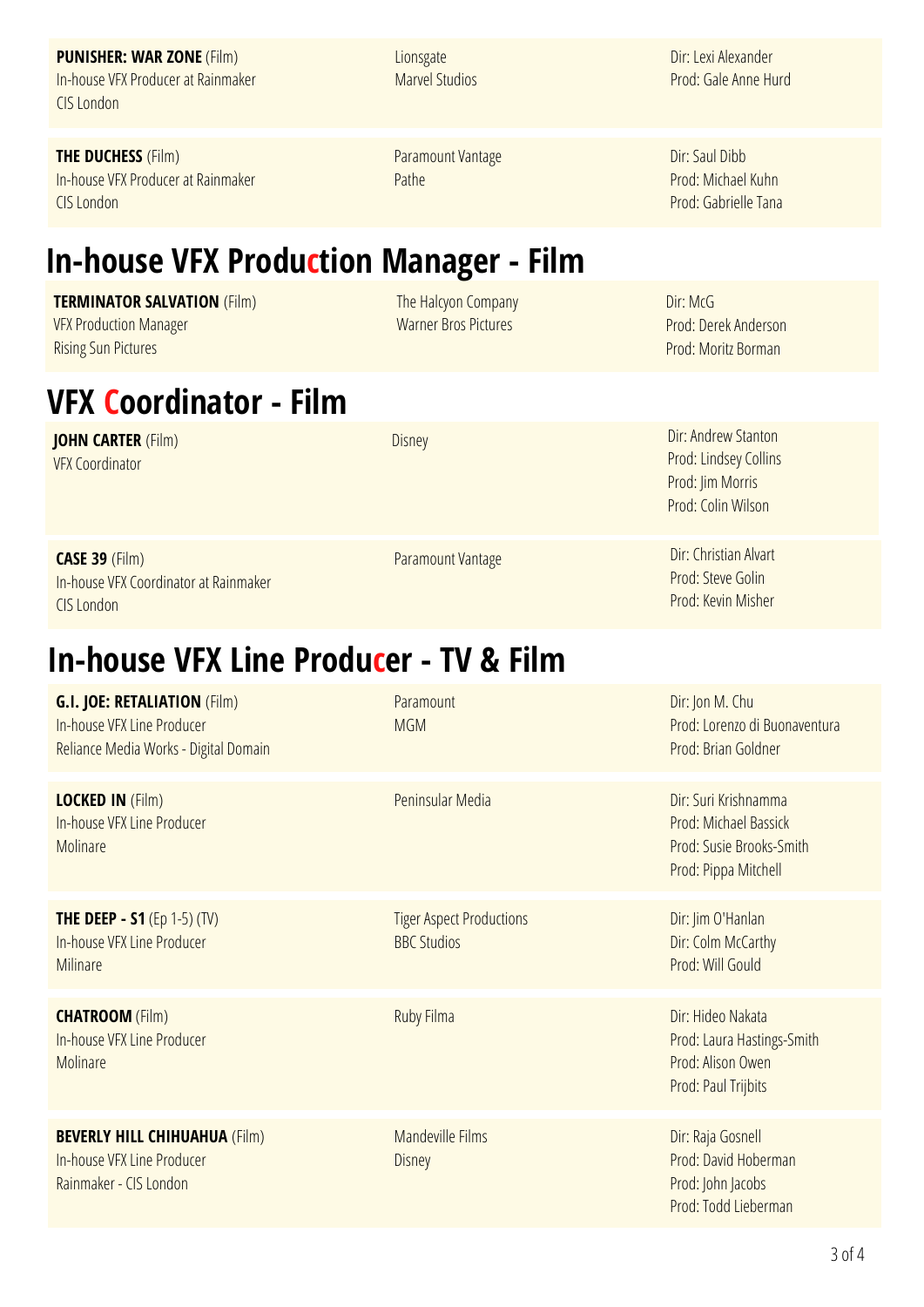**PUNISHER: WAR ZONE** (Film)
In-house VFX Producer at Rainmaker
CIS London

Lionsgate
Marvel Studios

Dir: Lexi Alexander
Prod: Gale Anne Hurd

**THE DUCHESS** (Film)
In-house VFX Producer at Rainmaker
CIS London

Paramount Vantage
Pathe

Dir: Saul Dibb
Prod: Michael Kuhn
Prod: Gabrielle Tana

# In-house VFX Production Manager - Film

**TERMINATOR SALVATION** (Film)
VFX Production Manager
Rising Sun Pictures

The Halcyon Company
Warner Bros Pictures

Dir: McG
Prod: Derek Anderson
Prod: Moritz Borman

# VFX Coordinator - Film

**JOHN CARTER** (Film)
VFX Coordinator

Disney

Dir: Andrew Stanton
Prod: Lindsey Collins
Prod: Jim Morris
Prod: Colin Wilson

**CASE 39** (Film)
In-house VFX Coordinator at Rainmaker
CIS London

Paramount Vantage

Dir: Christian Alvart
Prod: Steve Golin
Prod: Kevin Misher

# In-house VFX Line Producer - TV & Film

**G.I. JOE: RETALIATION** (Film)
In-house VFX Line Producer
Reliance Media Works - Digital Domain

Paramount
MGM

Dir: Jon M. Chu
Prod: Lorenzo di Buonaventura
Prod: Brian Goldner

**LOCKED IN** (Film)
In-house VFX Line Producer
Molinare

Peninsular Media

Dir: Suri Krishnamma
Prod: Michael Bassick
Prod: Susie Brooks-Smith
Prod: Pippa Mitchell

**THE DEEP - S1** (Ep 1-5) (TV)
In-house VFX Line Producer
Milinare

Tiger Aspect Productions
BBC Studios

Dir: Jim O'Hanlan
Dir: Colm McCarthy
Prod: Will Gould

**CHATROOM** (Film)
In-house VFX Line Producer
Molinare

Ruby Filma

Dir: Hideo Nakata
Prod: Laura Hastings-Smith
Prod: Alison Owen
Prod: Paul Trijbits

**BEVERLY HILL CHIHUAHUA** (Film)
In-house VFX Line Producer
Rainmaker - CIS London

Mandeville Films
Disney

Dir: Raja Gosnell
Prod: David Hoberman
Prod: John Jacobs
Prod: Todd Lieberman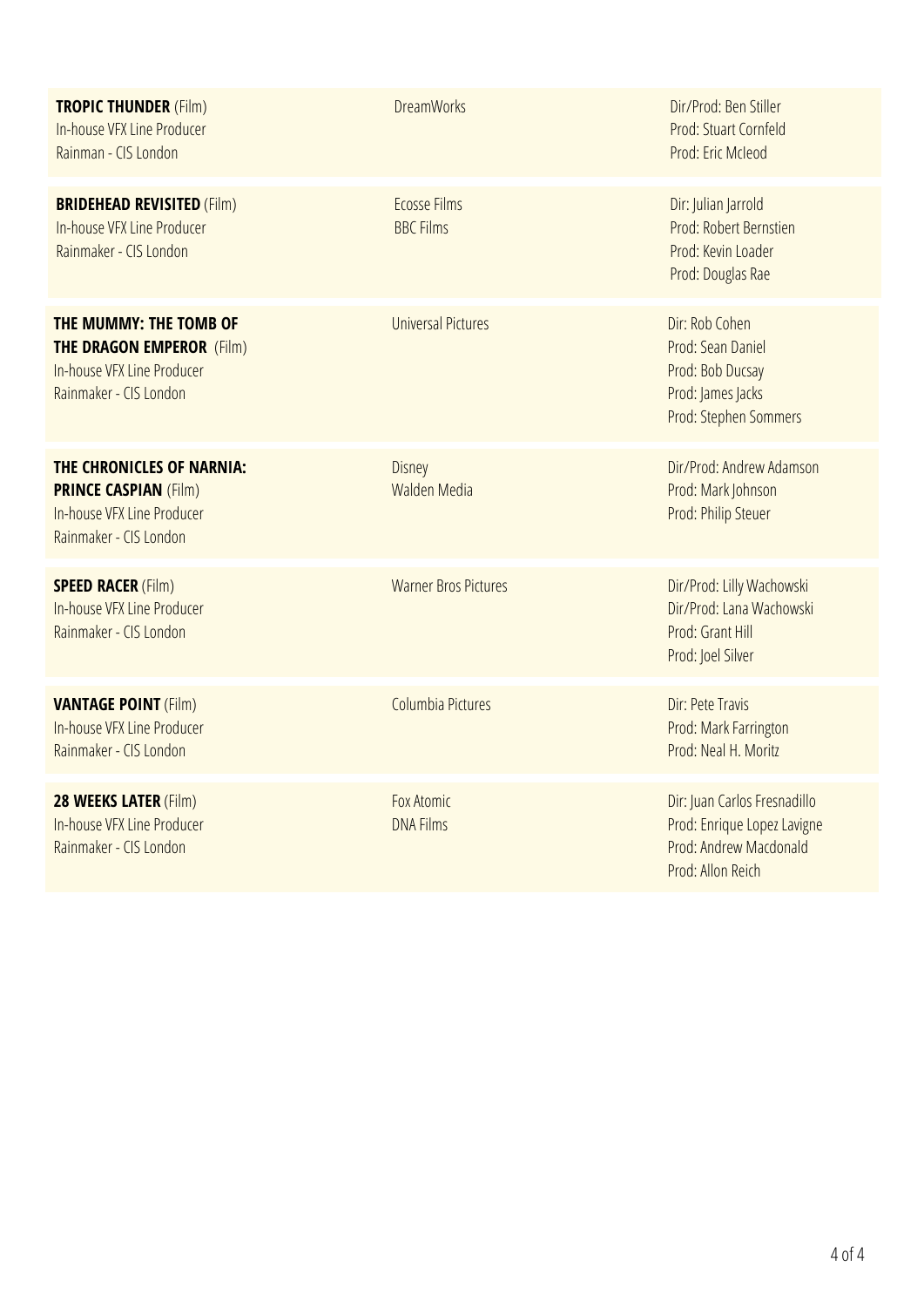| | | |
|---|---|---|
| **TROPIC THUNDER** (Film)<br>In-house VFX Line Producer<br>Rainman - CIS London | DreamWorks | Dir/Prod: Ben Stiller<br>Prod: Stuart Cornfeld<br>Prod: Eric Mcleod |
| **BRIDEHEAD REVISITED** (Film)<br>In-house VFX Line Producer<br>Rainmaker - CIS London | Ecosse Films<br>BBC Films | Dir: Julian Jarrold<br>Prod: Robert Bernstien<br>Prod: Kevin Loader<br>Prod: Douglas Rae |
| **THE MUMMY: THE TOMB OF THE DRAGON EMPEROR** (Film)<br>In-house VFX Line Producer<br>Rainmaker - CIS London | Universal Pictures | Dir: Rob Cohen<br>Prod: Sean Daniel<br>Prod: Bob Ducsay<br>Prod: James Jacks<br>Prod: Stephen Sommers |
| **THE CHRONICLES OF NARNIA: PRINCE CASPIAN** (Film)<br>In-house VFX Line Producer<br>Rainmaker - CIS London | Disney<br>Walden Media | Dir/Prod: Andrew Adamson<br>Prod: Mark Johnson<br>Prod: Philip Steuer |
| **SPEED RACER** (Film)<br>In-house VFX Line Producer<br>Rainmaker - CIS London | Warner Bros Pictures | Dir/Prod: Lilly Wachowski<br>Dir/Prod: Lana Wachowski<br>Prod: Grant Hill<br>Prod: Joel Silver |
| **VANTAGE POINT** (Film)<br>In-house VFX Line Producer<br>Rainmaker - CIS London | Columbia Pictures | Dir: Pete Travis<br>Prod: Mark Farrington<br>Prod: Neal H. Moritz |
| **28 WEEKS LATER** (Film)<br>In-house VFX Line Producer<br>Rainmaker - CIS London | Fox Atomic<br>DNA Films | Dir: Juan Carlos Fresnadillo<br>Prod: Enrique Lopez Lavigne<br>Prod: Andrew Macdonald<br>Prod: Allon Reich |